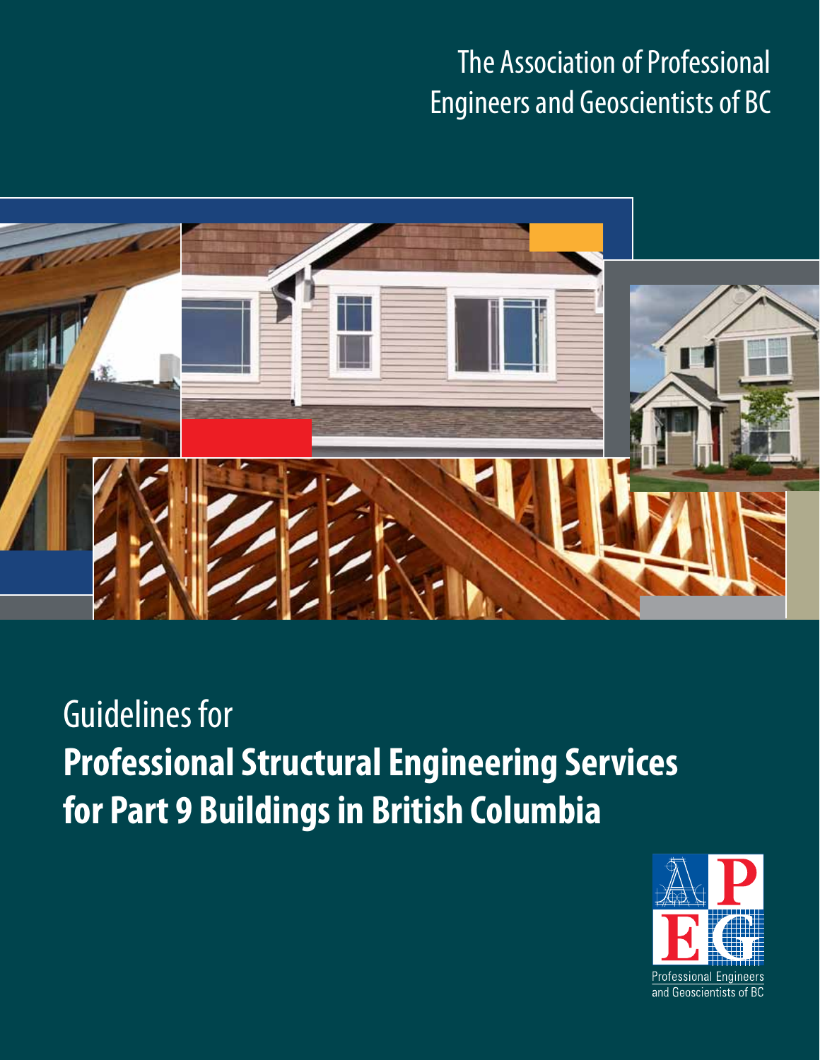The Association of Professional Engineers and Geoscientists of BC

# Guidelines for **Professional Structural Engineering Services for Part 9 Buildings in British Columbia**

Professional Engineers and Geoscientists of BC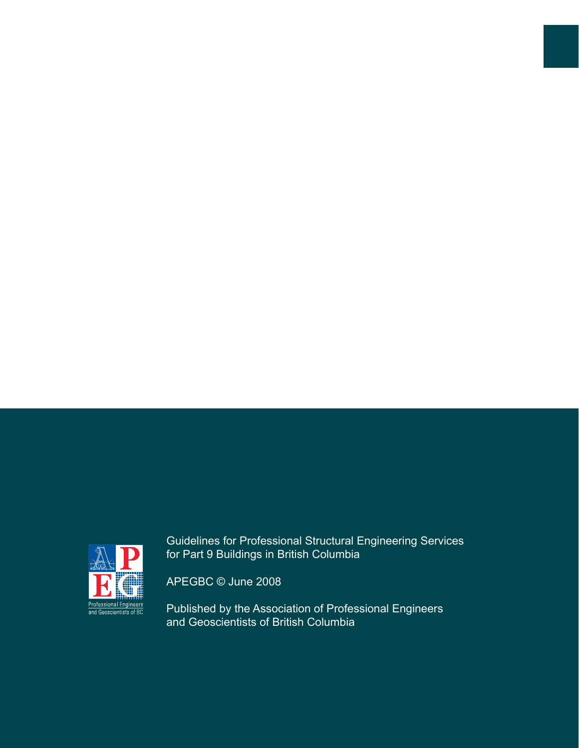Guidelines for Professional Structural Engineering Services for Part 9 Buildings in British Columbia

APEGBC © June 2008

Published by the Association of Professional Engineers and Geoscientists of British Columbia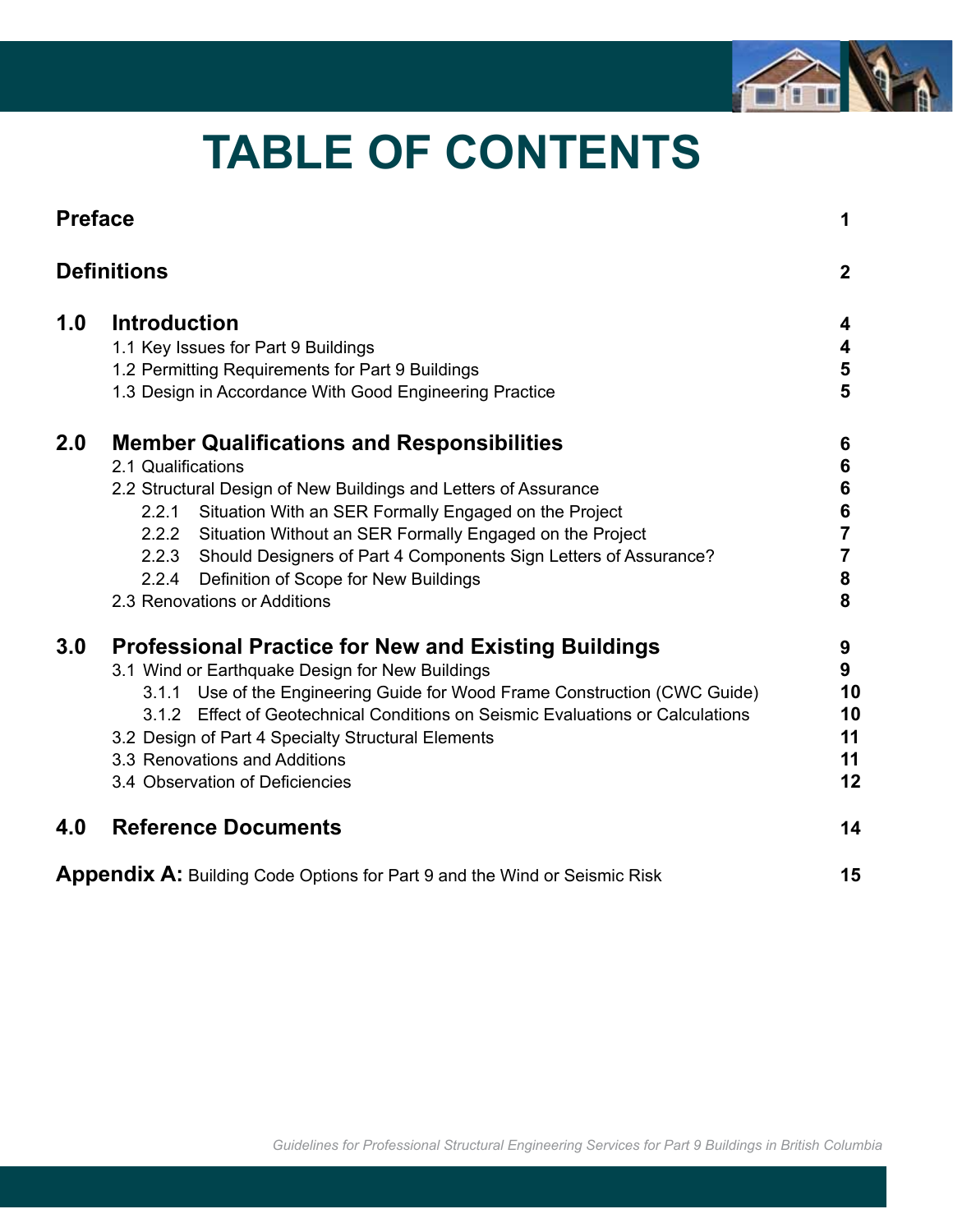# TABLE OF CONTENTS

| | | |
|---|---|---|
| **Preface** | | **1** |
| **Definitions** | | **2** |
| **1.0** | **Introduction** | **4** |
| | 1.1 Key Issues for Part 9 Buildings | **4** |
| | 1.2 Permitting Requirements for Part 9 Buildings | **5** |
| | 1.3 Design in Accordance With Good Engineering Practice | **5** |
| **2.0** | **Member Qualifications and Responsibilities** | **6** |
| | 2.1 Qualifications | **6** |
| | 2.2 Structural Design of New Buildings and Letters of Assurance | **6** |
| | 2.2.1 Situation With an SER Formally Engaged on the Project | **6** |
| | 2.2.2 Situation Without an SER Formally Engaged on the Project | **7** |
| | 2.2.3 Should Designers of Part 4 Components Sign Letters of Assurance? | **7** |
| | 2.2.4 Definition of Scope for New Buildings | **8** |
| | 2.3 Renovations or Additions | **8** |
| **3.0** | **Professional Practice for New and Existing Buildings** | **9** |
| | 3.1 Wind or Earthquake Design for New Buildings | **9** |
| | 3.1.1 Use of the Engineering Guide for Wood Frame Construction (CWC Guide) | **10** |
| | 3.1.2 Effect of Geotechnical Conditions on Seismic Evaluations or Calculations | **10** |
| | 3.2 Design of Part 4 Specialty Structural Elements | **11** |
| | 3.3 Renovations and Additions | **11** |
| | 3.4 Observation of Deficiencies | **12** |
| **4.0** | **Reference Documents** | **14** |
| **Appendix A:** | Building Code Options for Part 9 and the Wind or Seismic Risk | **15** |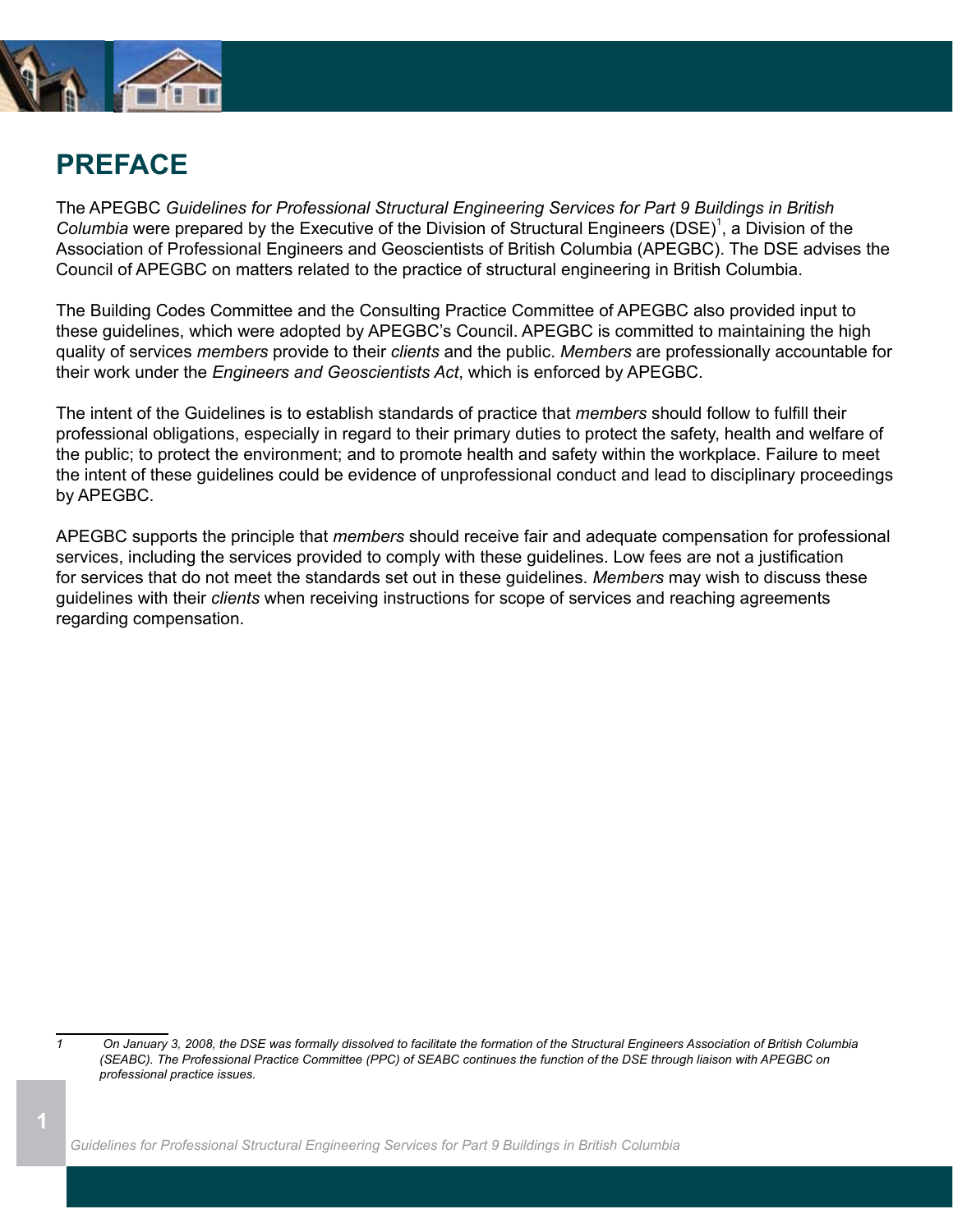# PREFACE

The APEGBC *Guidelines for Professional Structural Engineering Services for Part 9 Buildings in British Columbia* were prepared by the Executive of the Division of Structural Engineers (DSE)[1], a Division of the Association of Professional Engineers and Geoscientists of British Columbia (APEGBC). The DSE advises the Council of APEGBC on matters related to the practice of structural engineering in British Columbia.

The Building Codes Committee and the Consulting Practice Committee of APEGBC also provided input to these guidelines, which were adopted by APEGBC's Council. APEGBC is committed to maintaining the high quality of services *members* provide to their *clients* and the public. *Members* are professionally accountable for their work under the *Engineers and Geoscientists Act*, which is enforced by APEGBC.

The intent of the Guidelines is to establish standards of practice that *members* should follow to fulfill their professional obligations, especially in regard to their primary duties to protect the safety, health and welfare of the public; to protect the environment; and to promote health and safety within the workplace. Failure to meet the intent of these guidelines could be evidence of unprofessional conduct and lead to disciplinary proceedings by APEGBC.

APEGBC supports the principle that *members* should receive fair and adequate compensation for professional services, including the services provided to comply with these guidelines. Low fees are not a justification for services that do not meet the standards set out in these guidelines. *Members* may wish to discuss these guidelines with their *clients* when receiving instructions for scope of services and reaching agreements regarding compensation.

---

1 *On January 3, 2008, the DSE was formally dissolved to facilitate the formation of the Structural Engineers Association of British Columbia (SEABC). The Professional Practice Committee (PPC) of SEABC continues the function of the DSE through liaison with APEGBC on professional practice issues.*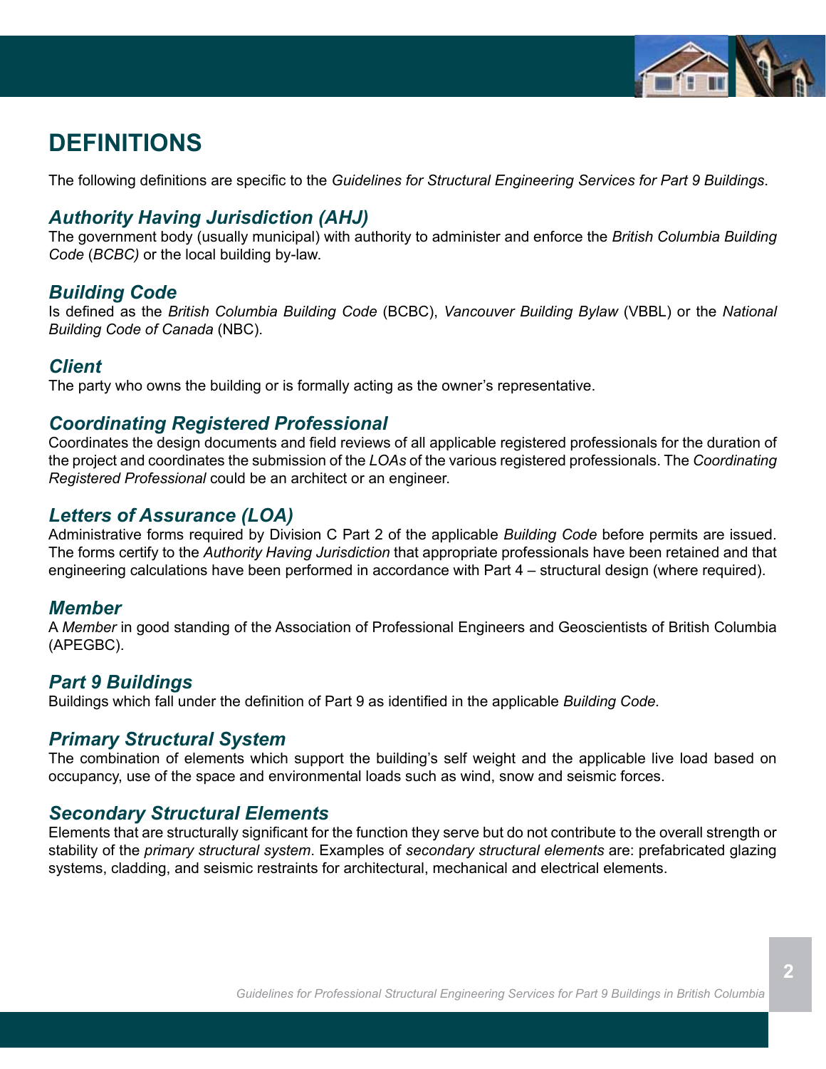# DEFINITIONS

The following definitions are specific to the *Guidelines for Structural Engineering Services for Part 9 Buildings*.

### *Authority Having Jurisdiction (AHJ)*

The government body (usually municipal) with authority to administer and enforce the *British Columbia Building Code* (*BCBC)* or the local building by-law.

### *Building Code*

Is defined as the *British Columbia Building Code* (BCBC), *Vancouver Building Bylaw* (VBBL) or the *National Building Code of Canada* (NBC).

### *Client*

The party who owns the building or is formally acting as the owner's representative.

### *Coordinating Registered Professional*

Coordinates the design documents and field reviews of all applicable registered professionals for the duration of the project and coordinates the submission of the *LOAs* of the various registered professionals. The *Coordinating Registered Professional* could be an architect or an engineer.

### *Letters of Assurance (LOA)*

Administrative forms required by Division C Part 2 of the applicable *Building Code* before permits are issued. The forms certify to the *Authority Having Jurisdiction* that appropriate professionals have been retained and that engineering calculations have been performed in accordance with Part 4 – structural design (where required).

### *Member*

A *Member* in good standing of the Association of Professional Engineers and Geoscientists of British Columbia (APEGBC).

### *Part 9 Buildings*

Buildings which fall under the definition of Part 9 as identified in the applicable *Building Code.*

### *Primary Structural System*

The combination of elements which support the building's self weight and the applicable live load based on occupancy, use of the space and environmental loads such as wind, snow and seismic forces.

### *Secondary Structural Elements*

Elements that are structurally significant for the function they serve but do not contribute to the overall strength or stability of the *primary structural system*. Examples of *secondary structural elements* are: prefabricated glazing systems, cladding, and seismic restraints for architectural, mechanical and electrical elements.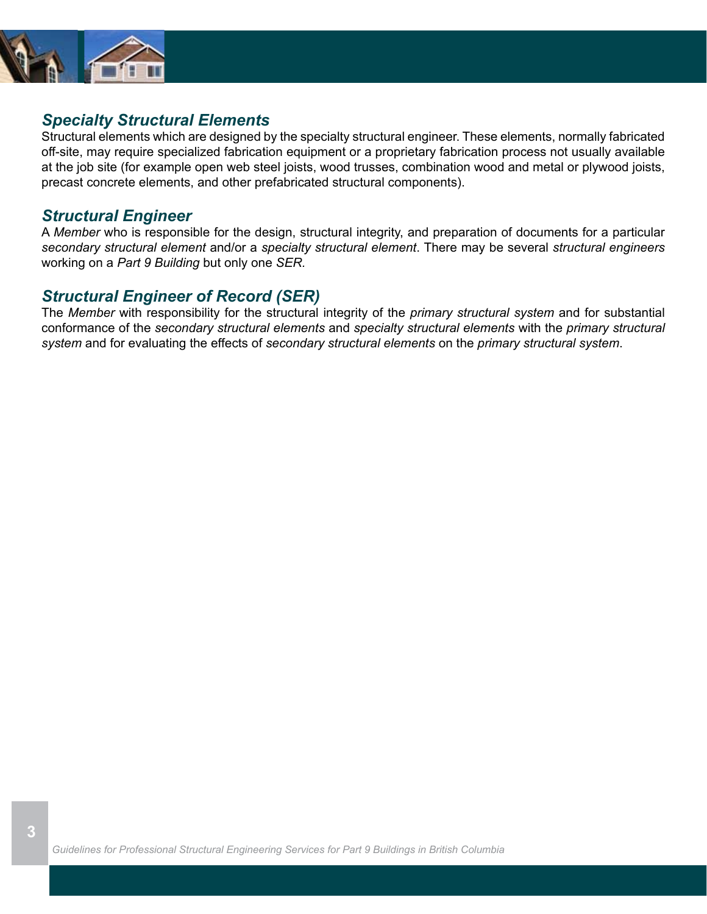### *Specialty Structural Elements*

Structural elements which are designed by the specialty structural engineer. These elements, normally fabricated off-site, may require specialized fabrication equipment or a proprietary fabrication process not usually available at the job site (for example open web steel joists, wood trusses, combination wood and metal or plywood joists, precast concrete elements, and other prefabricated structural components).

### *Structural Engineer*

A *Member* who is responsible for the design, structural integrity, and preparation of documents for a particular *secondary structural element* and/or a *specialty structural element*. There may be several *structural engineers* working on a *Part 9 Building* but only one *SER*.

### *Structural Engineer of Record (SER)*

The *Member* with responsibility for the structural integrity of the *primary structural system* and for substantial conformance of the *secondary structural elements* and *specialty structural elements* with the *primary structural system* and for evaluating the effects of *secondary structural elements* on the *primary structural system*.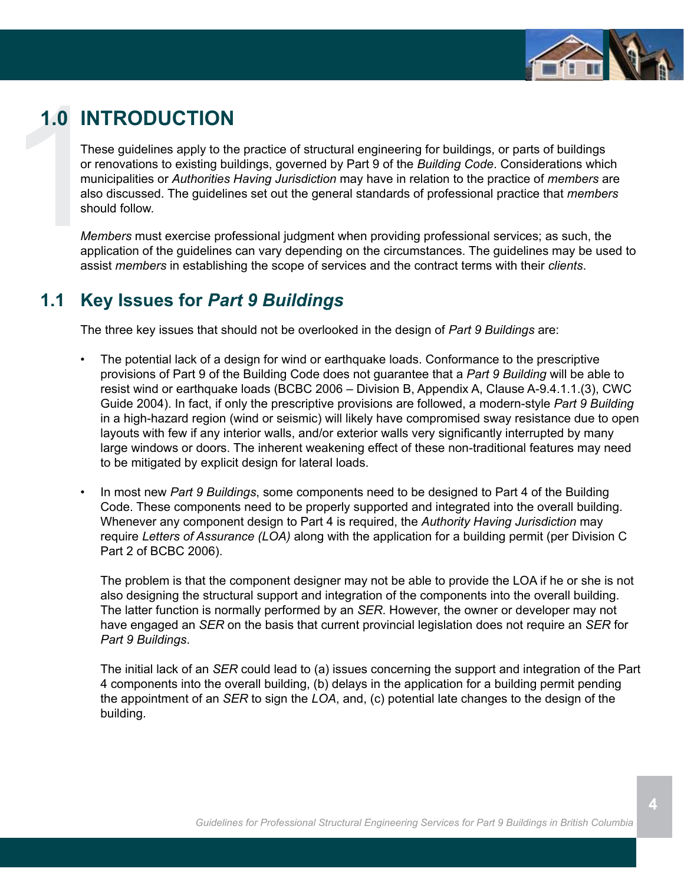# 1.0 INTRODUCTION

These guidelines apply to the practice of structural engineering for buildings, or parts of buildings or renovations to existing buildings, governed by Part 9 of the *Building Code*. Considerations which municipalities or *Authorities Having Jurisdiction* may have in relation to the practice of *members* are also discussed. The guidelines set out the general standards of professional practice that *members* should follow.

*Members* must exercise professional judgment when providing professional services; as such, the application of the guidelines can vary depending on the circumstances. The guidelines may be used to assist *members* in establishing the scope of services and the contract terms with their *clients*.

## 1.1 Key Issues for *Part 9 Buildings*

The three key issues that should not be overlooked in the design of *Part 9 Buildings* are:

- The potential lack of a design for wind or earthquake loads. Conformance to the prescriptive provisions of Part 9 of the Building Code does not guarantee that a *Part 9 Building* will be able to resist wind or earthquake loads (BCBC 2006 – Division B, Appendix A, Clause A-9.4.1.1.(3), CWC Guide 2004). In fact, if only the prescriptive provisions are followed, a modern-style *Part 9 Building* in a high-hazard region (wind or seismic) will likely have compromised sway resistance due to open layouts with few if any interior walls, and/or exterior walls very significantly interrupted by many large windows or doors. The inherent weakening effect of these non-traditional features may need to be mitigated by explicit design for lateral loads.

- In most new *Part 9 Buildings*, some components need to be designed to Part 4 of the Building Code. These components need to be properly supported and integrated into the overall building. Whenever any component design to Part 4 is required, the *Authority Having Jurisdiction* may require *Letters of Assurance (LOA)* along with the application for a building permit (per Division C Part 2 of BCBC 2006).

  The problem is that the component designer may not be able to provide the LOA if he or she is not also designing the structural support and integration of the components into the overall building. The latter function is normally performed by an *SER*. However, the owner or developer may not have engaged an *SER* on the basis that current provincial legislation does not require an *SER* for *Part 9 Buildings*.

  The initial lack of an *SER* could lead to (a) issues concerning the support and integration of the Part 4 components into the overall building, (b) delays in the application for a building permit pending the appointment of an *SER* to sign the *LOA*, and, (c) potential late changes to the design of the building.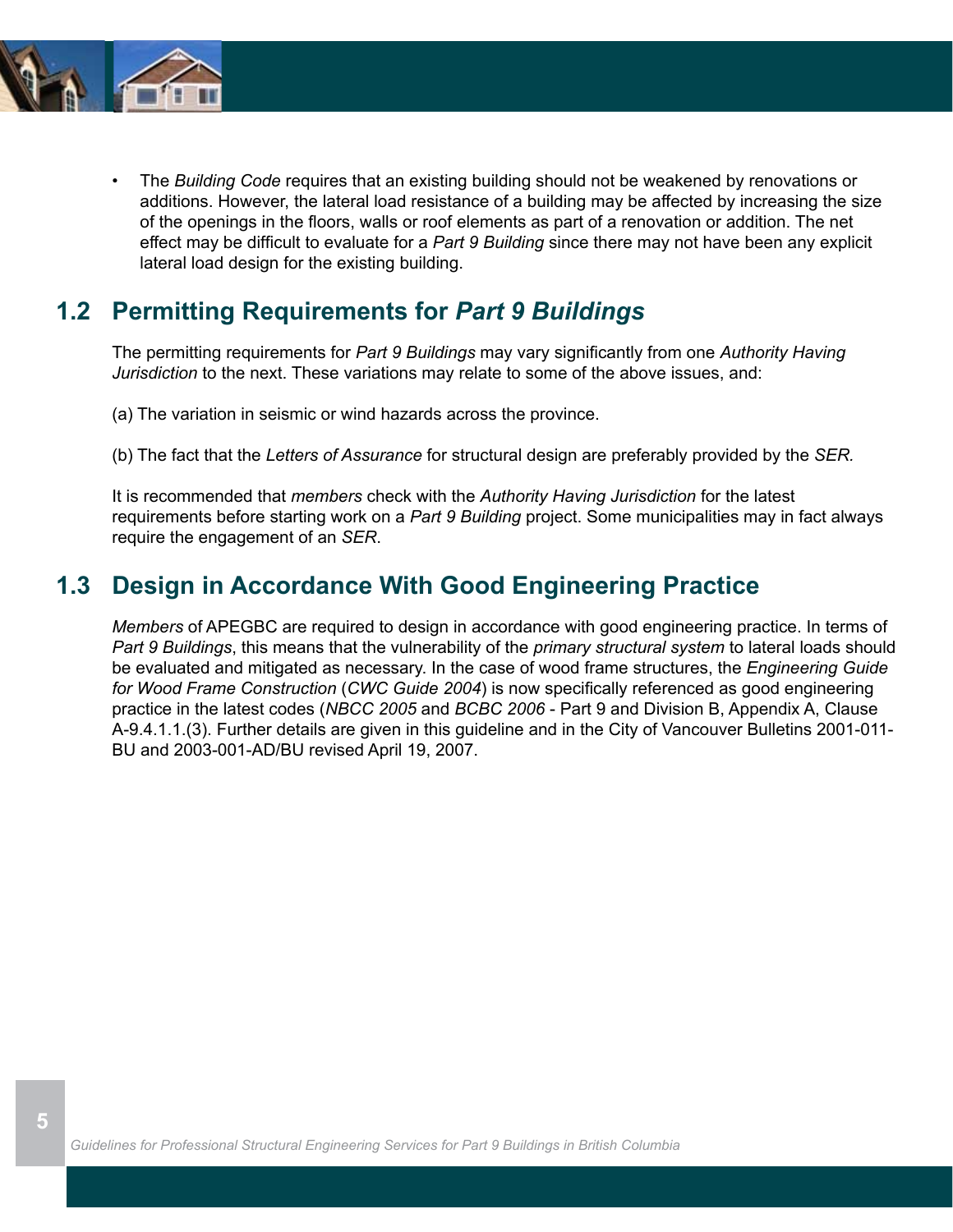- The *Building Code* requires that an existing building should not be weakened by renovations or additions. However, the lateral load resistance of a building may be affected by increasing the size of the openings in the floors, walls or roof elements as part of a renovation or addition. The net effect may be difficult to evaluate for a *Part 9 Building* since there may not have been any explicit lateral load design for the existing building.

## 1.2 Permitting Requirements for *Part 9 Buildings*

The permitting requirements for *Part 9 Buildings* may vary significantly from one *Authority Having Jurisdiction* to the next. These variations may relate to some of the above issues, and:

(a) The variation in seismic or wind hazards across the province.

(b) The fact that the *Letters of Assurance* for structural design are preferably provided by the *SER.*

It is recommended that *members* check with the *Authority Having Jurisdiction* for the latest requirements before starting work on a *Part 9 Building* project. Some municipalities may in fact always require the engagement of an *SER*.

## 1.3 Design in Accordance With Good Engineering Practice

*Members* of APEGBC are required to design in accordance with good engineering practice. In terms of *Part 9 Buildings*, this means that the vulnerability of the *primary structural system* to lateral loads should be evaluated and mitigated as necessary. In the case of wood frame structures, the *Engineering Guide for Wood Frame Construction* (*CWC Guide 2004*) is now specifically referenced as good engineering practice in the latest codes (*NBCC 2005* and *BCBC 2006* - Part 9 and Division B, Appendix A, Clause A-9.4.1.1.(3). Further details are given in this guideline and in the City of Vancouver Bulletins 2001-011-BU and 2003-001-AD/BU revised April 19, 2007.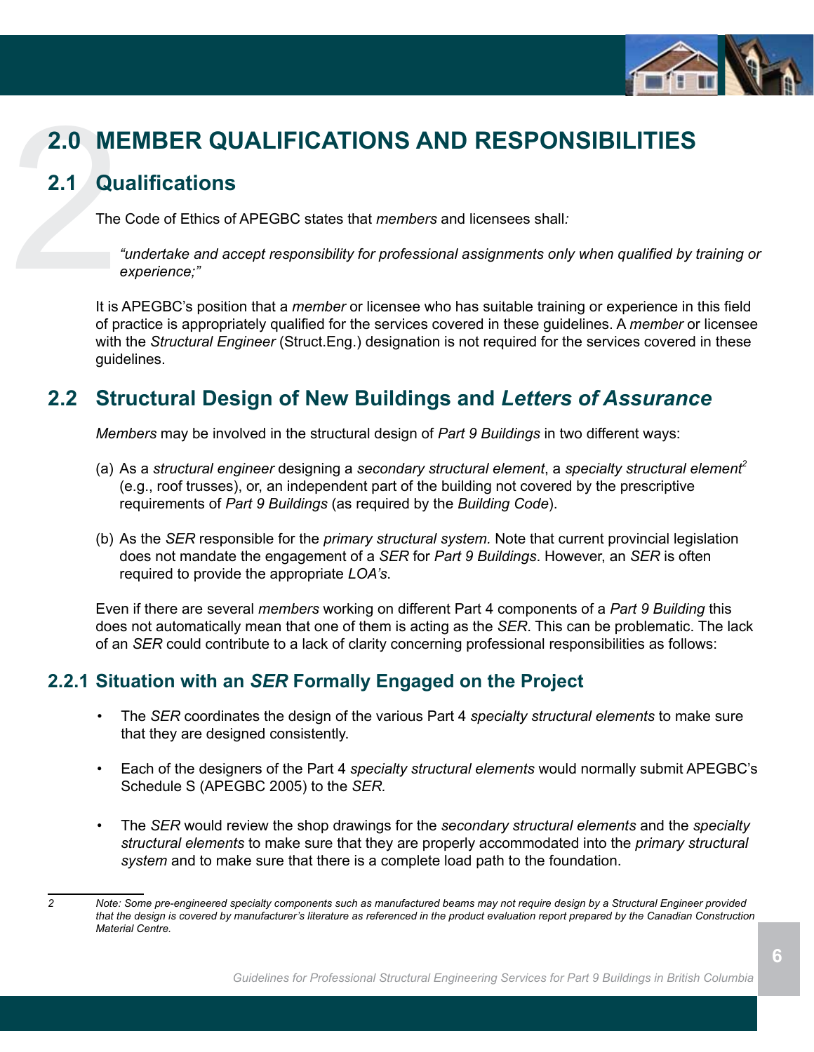# 2.0 MEMBER QUALIFICATIONS AND RESPONSIBILITIES

## 2.1 Qualifications

The Code of Ethics of APEGBC states that *members* and licensees shall*:*

> *"undertake and accept responsibility for professional assignments only when qualified by training or experience;"*

It is APEGBC's position that a *member* or licensee who has suitable training or experience in this field of practice is appropriately qualified for the services covered in these guidelines. A *member* or licensee with the *Structural Engineer* (Struct.Eng.) designation is not required for the services covered in these guidelines.

## 2.2 Structural Design of New Buildings and *Letters of Assurance*

*Members* may be involved in the structural design of *Part 9 Buildings* in two different ways:

(a) As a *structural engineer* designing a *secondary structural element*, a *specialty structural element*[2] (e.g., roof trusses), or, an independent part of the building not covered by the prescriptive requirements of *Part 9 Buildings* (as required by the *Building Code*).

(b) As the *SER* responsible for the *primary structural system*. Note that current provincial legislation does not mandate the engagement of a *SER* for *Part 9 Buildings*. However, an *SER* is often required to provide the appropriate *LOA's*.

Even if there are several *members* working on different Part 4 components of a *Part 9 Building* this does not automatically mean that one of them is acting as the *SER*. This can be problematic. The lack of an *SER* could contribute to a lack of clarity concerning professional responsibilities as follows:

### 2.2.1 Situation with an *SER* Formally Engaged on the Project

- The *SER* coordinates the design of the various Part 4 *specialty structural elements* to make sure that they are designed consistently.
- Each of the designers of the Part 4 *specialty structural elements* would normally submit APEGBC's Schedule S (APEGBC 2005) to the *SER.*
- The *SER* would review the shop drawings for the *secondary structural elements* and the *specialty structural elements* to make sure that they are properly accommodated into the *primary structural system* and to make sure that there is a complete load path to the foundation.

---

2 *Note: Some pre-engineered specialty components such as manufactured beams may not require design by a Structural Engineer provided that the design is covered by manufacturer's literature as referenced in the product evaluation report prepared by the Canadian Construction Material Centre.*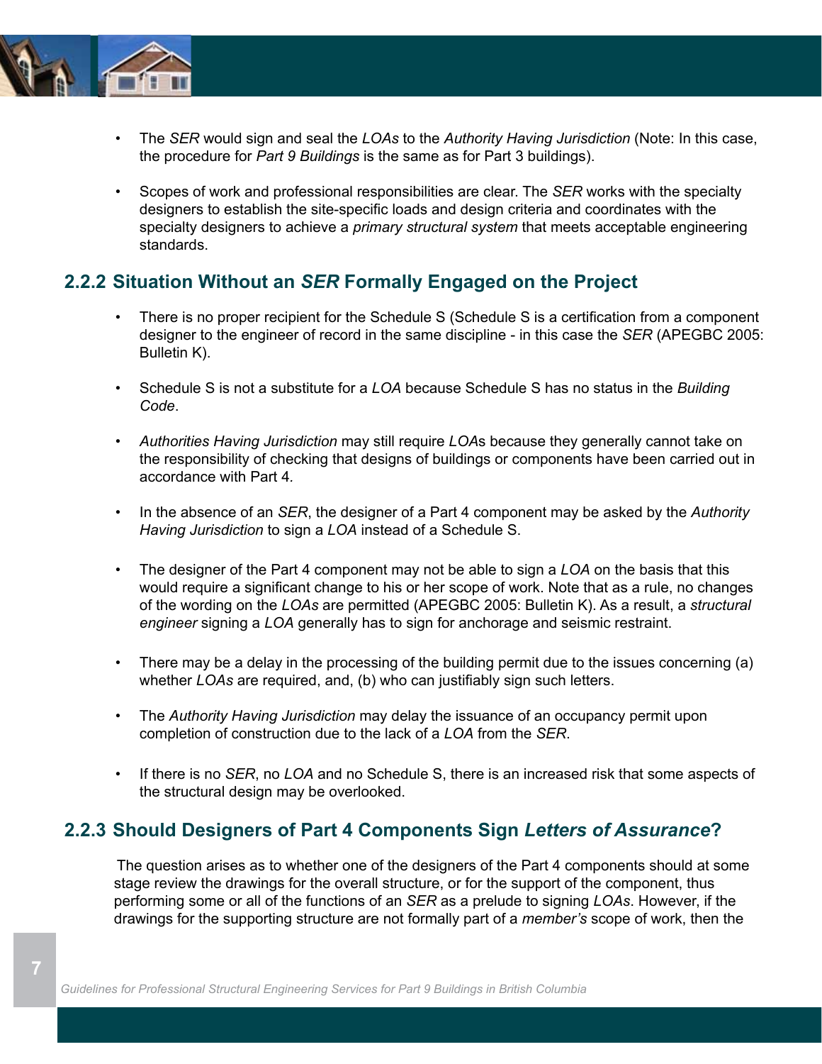- The *SER* would sign and seal the *LOAs* to the *Authority Having Jurisdiction* (Note: In this case, the procedure for *Part 9 Buildings* is the same as for Part 3 buildings).

- Scopes of work and professional responsibilities are clear. The *SER* works with the specialty designers to establish the site-specific loads and design criteria and coordinates with the specialty designers to achieve a *primary structural system* that meets acceptable engineering standards.

### 2.2.2 Situation Without an *SER* Formally Engaged on the Project

- There is no proper recipient for the Schedule S (Schedule S is a certification from a component designer to the engineer of record in the same discipline - in this case the *SER* (APEGBC 2005: Bulletin K).

- Schedule S is not a substitute for a *LOA* because Schedule S has no status in the *Building Code*.

- *Authorities Having Jurisdiction* may still require *LOA*s because they generally cannot take on the responsibility of checking that designs of buildings or components have been carried out in accordance with Part 4.

- In the absence of an *SER*, the designer of a Part 4 component may be asked by the *Authority Having Jurisdiction* to sign a *LOA* instead of a Schedule S.

- The designer of the Part 4 component may not be able to sign a *LOA* on the basis that this would require a significant change to his or her scope of work. Note that as a rule, no changes of the wording on the *LOAs* are permitted (APEGBC 2005: Bulletin K). As a result, a *structural engineer* signing a *LOA* generally has to sign for anchorage and seismic restraint.

- There may be a delay in the processing of the building permit due to the issues concerning (a) whether *LOAs* are required, and, (b) who can justifiably sign such letters.

- The *Authority Having Jurisdiction* may delay the issuance of an occupancy permit upon completion of construction due to the lack of a *LOA* from the *SER*.

- If there is no *SER*, no *LOA* and no Schedule S, there is an increased risk that some aspects of the structural design may be overlooked.

### 2.2.3 Should Designers of Part 4 Components Sign *Letters of Assurance*?

The question arises as to whether one of the designers of the Part 4 components should at some stage review the drawings for the overall structure, or for the support of the component, thus performing some or all of the functions of an *SER* as a prelude to signing *LOAs*. However, if the drawings for the supporting structure are not formally part of a *member's* scope of work, then the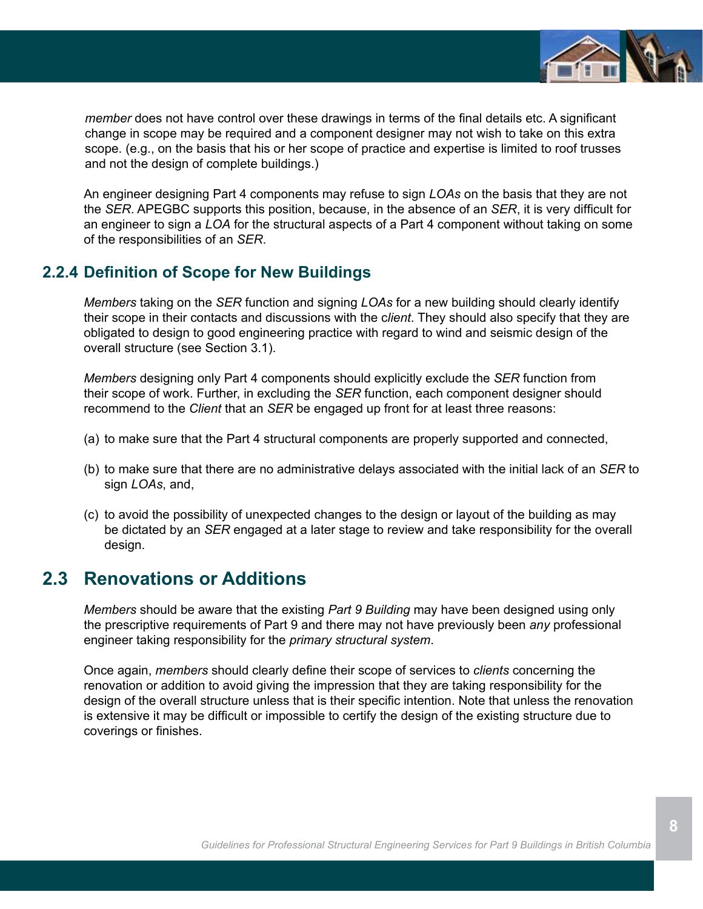*member* does not have control over these drawings in terms of the final details etc. A significant change in scope may be required and a component designer may not wish to take on this extra scope. (e.g., on the basis that his or her scope of practice and expertise is limited to roof trusses and not the design of complete buildings.)

An engineer designing Part 4 components may refuse to sign *LOAs* on the basis that they are not the *SER*. APEGBC supports this position, because, in the absence of an *SER*, it is very difficult for an engineer to sign a *LOA* for the structural aspects of a Part 4 component without taking on some of the responsibilities of an *SER*.

### 2.2.4 Definition of Scope for New Buildings

*Members* taking on the *SER* function and signing *LOAs* for a new building should clearly identify their scope in their contacts and discussions with the c*lient*. They should also specify that they are obligated to design to good engineering practice with regard to wind and seismic design of the overall structure (see Section 3.1).

*Members* designing only Part 4 components should explicitly exclude the *SER* function from their scope of work. Further, in excluding the *SER* function, each component designer should recommend to the *Client* that an *SER* be engaged up front for at least three reasons:

(a) to make sure that the Part 4 structural components are properly supported and connected,

(b) to make sure that there are no administrative delays associated with the initial lack of an *SER* to sign *LOAs*, and,

(c) to avoid the possibility of unexpected changes to the design or layout of the building as may be dictated by an *SER* engaged at a later stage to review and take responsibility for the overall design.

## 2.3 Renovations or Additions

*Members* should be aware that the existing *Part 9 Building* may have been designed using only the prescriptive requirements of Part 9 and there may not have previously been *any* professional engineer taking responsibility for the *primary structural system*.

Once again, *members* should clearly define their scope of services to *clients* concerning the renovation or addition to avoid giving the impression that they are taking responsibility for the design of the overall structure unless that is their specific intention. Note that unless the renovation is extensive it may be difficult or impossible to certify the design of the existing structure due to coverings or finishes.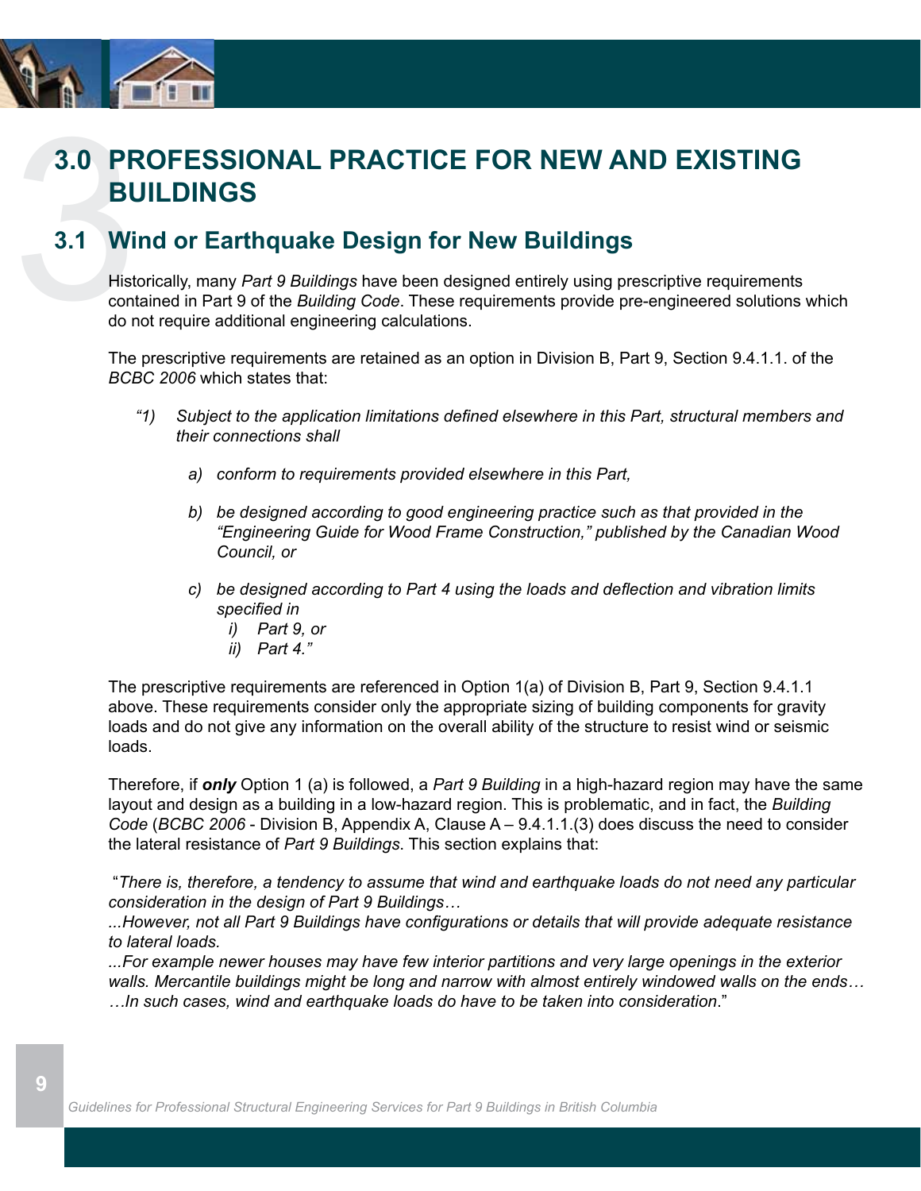# 3.0 PROFESSIONAL PRACTICE FOR NEW AND EXISTING BUILDINGS

## 3.1 Wind or Earthquake Design for New Buildings

Historically, many *Part 9 Buildings* have been designed entirely using prescriptive requirements contained in Part 9 of the *Building Code*. These requirements provide pre-engineered solutions which do not require additional engineering calculations.

The prescriptive requirements are retained as an option in Division B, Part 9, Section 9.4.1.1. of the *BCBC 2006* which states that:

> *"1) Subject to the application limitations defined elsewhere in this Part, structural members and their connections shall*
>
> *a) conform to requirements provided elsewhere in this Part,*
>
> *b) be designed according to good engineering practice such as that provided in the "Engineering Guide for Wood Frame Construction," published by the Canadian Wood Council, or*
>
> *c) be designed according to Part 4 using the loads and deflection and vibration limits specified in*
> *i) Part 9, or*
> *ii) Part 4."*

The prescriptive requirements are referenced in Option 1(a) of Division B, Part 9, Section 9.4.1.1 above. These requirements consider only the appropriate sizing of building components for gravity loads and do not give any information on the overall ability of the structure to resist wind or seismic loads.

Therefore, if ***only*** Option 1 (a) is followed, a *Part 9 Building* in a high-hazard region may have the same layout and design as a building in a low-hazard region. This is problematic, and in fact, the *Building Code* (*BCBC 2006* - Division B, Appendix A, Clause A – 9.4.1.1.(3) does discuss the need to consider the lateral resistance of *Part 9 Buildings*. This section explains that:

"*There is, therefore, a tendency to assume that wind and earthquake loads do not need any particular consideration in the design of Part 9 Buildings…*
*...However, not all Part 9 Buildings have configurations or details that will provide adequate resistance to lateral loads.*
*...For example newer houses may have few interior partitions and very large openings in the exterior walls. Mercantile buildings might be long and narrow with almost entirely windowed walls on the ends…*
*…In such cases, wind and earthquake loads do have to be taken into consideration*."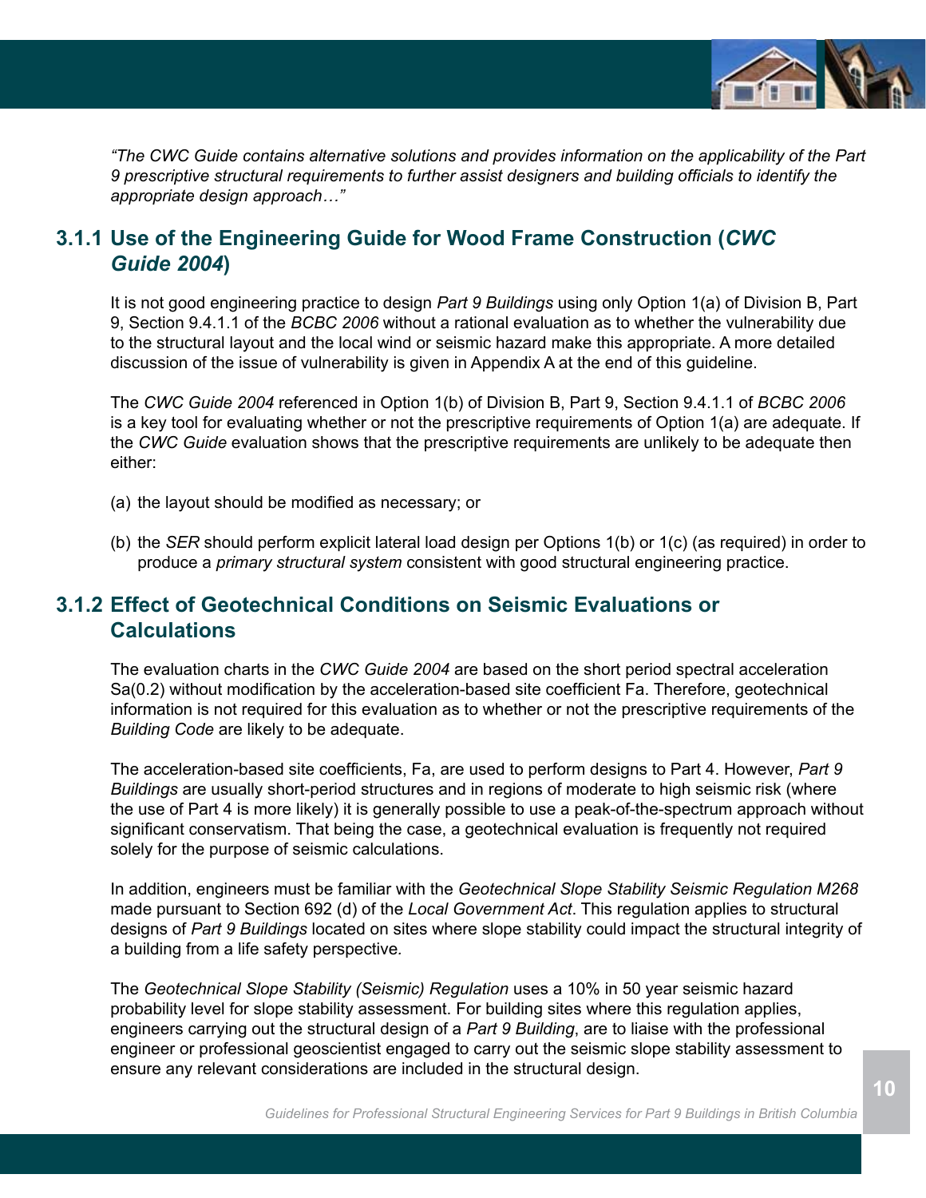*"The CWC Guide contains alternative solutions and provides information on the applicability of the Part 9 prescriptive structural requirements to further assist designers and building officials to identify the appropriate design approach…"*

### 3.1.1 Use of the Engineering Guide for Wood Frame Construction (*CWC Guide 2004*)

It is not good engineering practice to design *Part 9 Buildings* using only Option 1(a) of Division B, Part 9, Section 9.4.1.1 of the *BCBC 2006* without a rational evaluation as to whether the vulnerability due to the structural layout and the local wind or seismic hazard make this appropriate. A more detailed discussion of the issue of vulnerability is given in Appendix A at the end of this guideline.

The *CWC Guide 2004* referenced in Option 1(b) of Division B, Part 9, Section 9.4.1.1 of *BCBC 2006* is a key tool for evaluating whether or not the prescriptive requirements of Option 1(a) are adequate. If the *CWC Guide* evaluation shows that the prescriptive requirements are unlikely to be adequate then either:

(a) the layout should be modified as necessary; or

(b) the *SER* should perform explicit lateral load design per Options 1(b) or 1(c) (as required) in order to produce a *primary structural system* consistent with good structural engineering practice.

### 3.1.2 Effect of Geotechnical Conditions on Seismic Evaluations or Calculations

The evaluation charts in the *CWC Guide 2004* are based on the short period spectral acceleration Sa(0.2) without modification by the acceleration-based site coefficient Fa. Therefore, geotechnical information is not required for this evaluation as to whether or not the prescriptive requirements of the *Building Code* are likely to be adequate.

The acceleration-based site coefficients, Fa, are used to perform designs to Part 4. However, *Part 9 Buildings* are usually short-period structures and in regions of moderate to high seismic risk (where the use of Part 4 is more likely) it is generally possible to use a peak-of-the-spectrum approach without significant conservatism. That being the case, a geotechnical evaluation is frequently not required solely for the purpose of seismic calculations.

In addition, engineers must be familiar with the *Geotechnical Slope Stability Seismic Regulation M268* made pursuant to Section 692 (d) of the *Local Government Act*. This regulation applies to structural designs of *Part 9 Buildings* located on sites where slope stability could impact the structural integrity of a building from a life safety perspective.

The *Geotechnical Slope Stability (Seismic) Regulation* uses a 10% in 50 year seismic hazard probability level for slope stability assessment. For building sites where this regulation applies, engineers carrying out the structural design of a *Part 9 Building*, are to liaise with the professional engineer or professional geoscientist engaged to carry out the seismic slope stability assessment to ensure any relevant considerations are included in the structural design.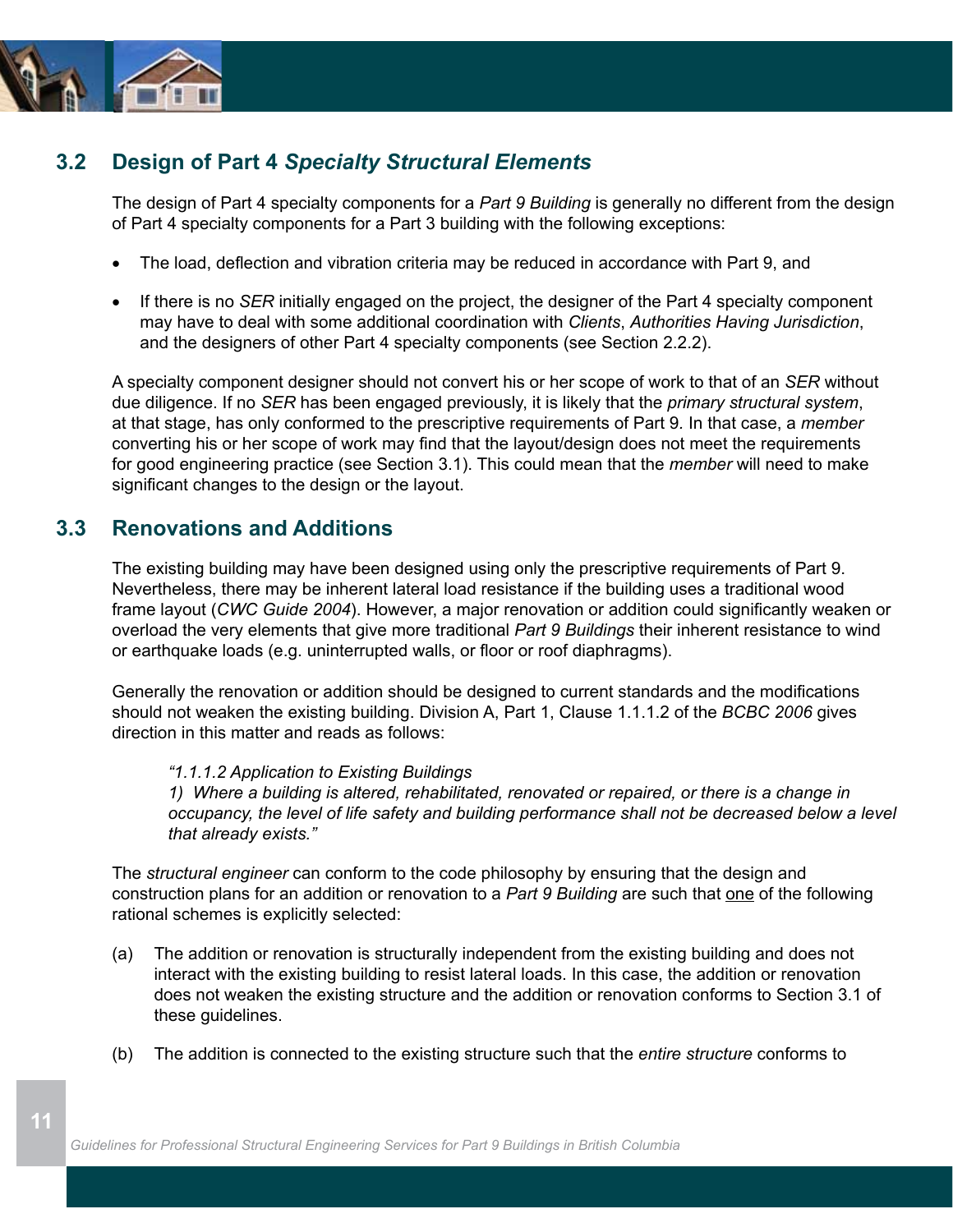## 3.2 Design of Part 4 *Specialty Structural Elements*

The design of Part 4 specialty components for a *Part 9 Building* is generally no different from the design of Part 4 specialty components for a Part 3 building with the following exceptions:

- The load, deflection and vibration criteria may be reduced in accordance with Part 9, and
- If there is no *SER* initially engaged on the project, the designer of the Part 4 specialty component may have to deal with some additional coordination with *Clients*, *Authorities Having Jurisdiction*, and the designers of other Part 4 specialty components (see Section 2.2.2).

A specialty component designer should not convert his or her scope of work to that of an *SER* without due diligence. If no *SER* has been engaged previously, it is likely that the *primary structural system*, at that stage, has only conformed to the prescriptive requirements of Part 9. In that case, a *member* converting his or her scope of work may find that the layout/design does not meet the requirements for good engineering practice (see Section 3.1). This could mean that the *member* will need to make significant changes to the design or the layout.

## 3.3 Renovations and Additions

The existing building may have been designed using only the prescriptive requirements of Part 9. Nevertheless, there may be inherent lateral load resistance if the building uses a traditional wood frame layout (*CWC Guide 2004*). However, a major renovation or addition could significantly weaken or overload the very elements that give more traditional *Part 9 Buildings* their inherent resistance to wind or earthquake loads (e.g. uninterrupted walls, or floor or roof diaphragms).

Generally the renovation or addition should be designed to current standards and the modifications should not weaken the existing building. Division A, Part 1, Clause 1.1.1.2 of the *BCBC 2006* gives direction in this matter and reads as follows:

> *"1.1.1.2 Application to Existing Buildings*
> *1) Where a building is altered, rehabilitated, renovated or repaired, or there is a change in occupancy, the level of life safety and building performance shall not be decreased below a level that already exists."*

The *structural engineer* can conform to the code philosophy by ensuring that the design and construction plans for an addition or renovation to a *Part 9 Building* are such that one of the following rational schemes is explicitly selected:

(a) The addition or renovation is structurally independent from the existing building and does not interact with the existing building to resist lateral loads. In this case, the addition or renovation does not weaken the existing structure and the addition or renovation conforms to Section 3.1 of these guidelines.

(b) The addition is connected to the existing structure such that the *entire structure* conforms to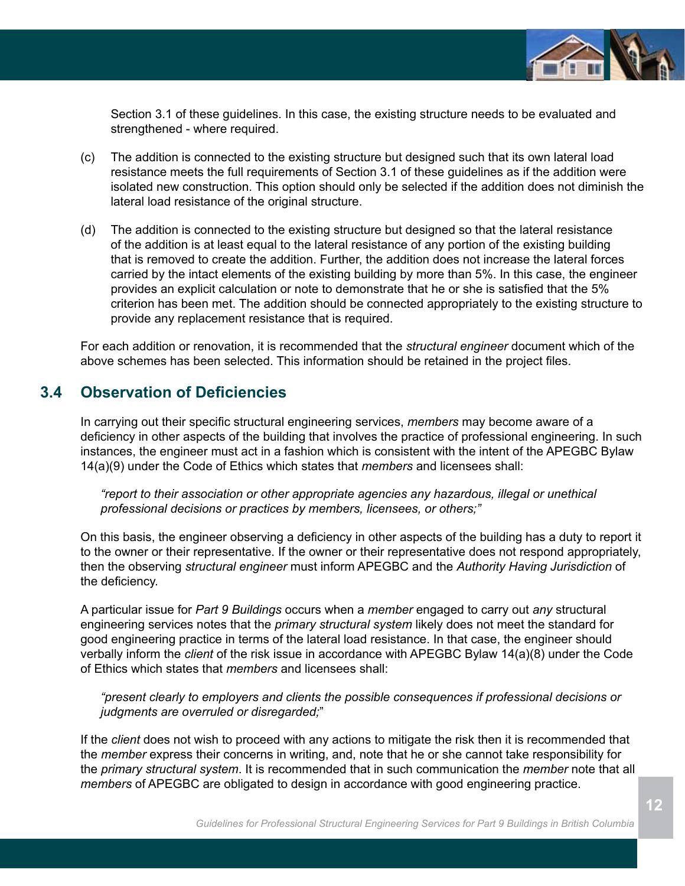Section 3.1 of these guidelines. In this case, the existing structure needs to be evaluated and strengthened - where required.

(c) The addition is connected to the existing structure but designed such that its own lateral load resistance meets the full requirements of Section 3.1 of these guidelines as if the addition were isolated new construction. This option should only be selected if the addition does not diminish the lateral load resistance of the original structure.

(d) The addition is connected to the existing structure but designed so that the lateral resistance of the addition is at least equal to the lateral resistance of any portion of the existing building that is removed to create the addition. Further, the addition does not increase the lateral forces carried by the intact elements of the existing building by more than 5%. In this case, the engineer provides an explicit calculation or note to demonstrate that he or she is satisfied that the 5% criterion has been met. The addition should be connected appropriately to the existing structure to provide any replacement resistance that is required.

For each addition or renovation, it is recommended that the *structural engineer* document which of the above schemes has been selected. This information should be retained in the project files.

## 3.4 Observation of Deficiencies

In carrying out their specific structural engineering services, *members* may become aware of a deficiency in other aspects of the building that involves the practice of professional engineering. In such instances, the engineer must act in a fashion which is consistent with the intent of the APEGBC Bylaw 14(a)(9) under the Code of Ethics which states that *members* and licensees shall:

> *"report to their association or other appropriate agencies any hazardous, illegal or unethical professional decisions or practices by members, licensees, or others;"*

On this basis, the engineer observing a deficiency in other aspects of the building has a duty to report it to the owner or their representative. If the owner or their representative does not respond appropriately, then the observing *structural engineer* must inform APEGBC and the *Authority Having Jurisdiction* of the deficiency.

A particular issue for *Part 9 Buildings* occurs when a *member* engaged to carry out *any* structural engineering services notes that the *primary structural system* likely does not meet the standard for good engineering practice in terms of the lateral load resistance. In that case, the engineer should verbally inform the *client* of the risk issue in accordance with APEGBC Bylaw 14(a)(8) under the Code of Ethics which states that *members* and licensees shall:

> *"present clearly to employers and clients the possible consequences if professional decisions or judgments are overruled or disregarded;"*

If the *client* does not wish to proceed with any actions to mitigate the risk then it is recommended that the *member* express their concerns in writing, and, note that he or she cannot take responsibility for the *primary structural system*. It is recommended that in such communication the *member* note that all *members* of APEGBC are obligated to design in accordance with good engineering practice.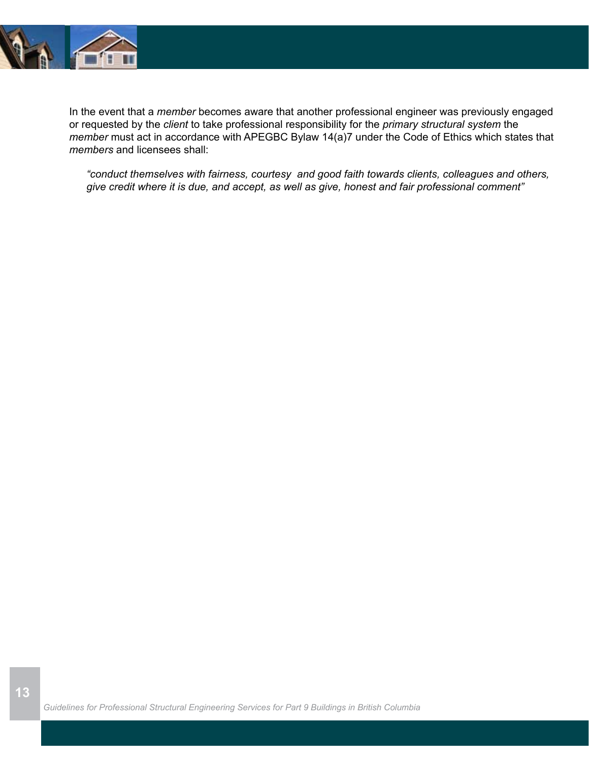In the event that a *member* becomes aware that another professional engineer was previously engaged or requested by the *client* to take professional responsibility for the *primary structural system* the *member* must act in accordance with APEGBC Bylaw 14(a)7 under the Code of Ethics which states that *members* and licensees shall:

> *"conduct themselves with fairness, courtesy and good faith towards clients, colleagues and others, give credit where it is due, and accept, as well as give, honest and fair professional comment"*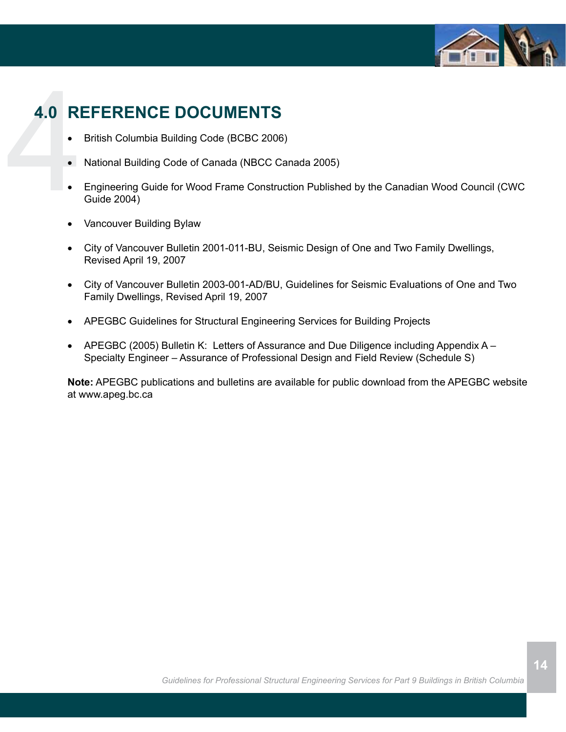# 4.0 REFERENCE DOCUMENTS

- British Columbia Building Code (BCBC 2006)
- National Building Code of Canada (NBCC Canada 2005)
- Engineering Guide for Wood Frame Construction Published by the Canadian Wood Council (CWC Guide 2004)
- Vancouver Building Bylaw
- City of Vancouver Bulletin 2001-011-BU, Seismic Design of One and Two Family Dwellings, Revised April 19, 2007
- City of Vancouver Bulletin 2003-001-AD/BU, Guidelines for Seismic Evaluations of One and Two Family Dwellings, Revised April 19, 2007
- APEGBC Guidelines for Structural Engineering Services for Building Projects
- APEGBC (2005) Bulletin K: Letters of Assurance and Due Diligence including Appendix A – Specialty Engineer – Assurance of Professional Design and Field Review (Schedule S)

**Note:** APEGBC publications and bulletins are available for public download from the APEGBC website at www.apeg.bc.ca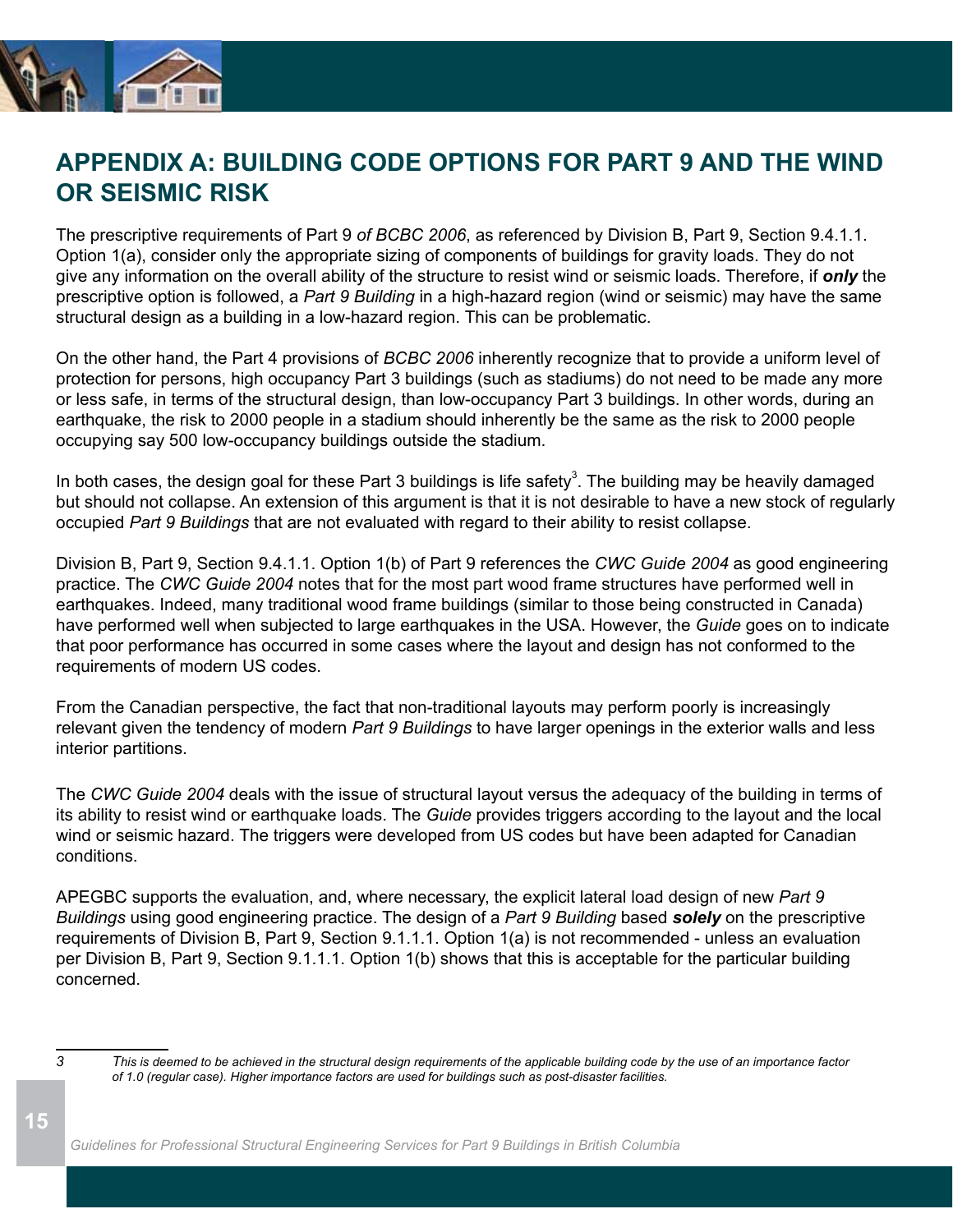# APPENDIX A: BUILDING CODE OPTIONS FOR PART 9 AND THE WIND OR SEISMIC RISK

The prescriptive requirements of Part 9 *of BCBC 2006*, as referenced by Division B, Part 9, Section 9.4.1.1. Option 1(a), consider only the appropriate sizing of components of buildings for gravity loads. They do not give any information on the overall ability of the structure to resist wind or seismic loads. Therefore, if ***only*** the prescriptive option is followed, a *Part 9 Building* in a high-hazard region (wind or seismic) may have the same structural design as a building in a low-hazard region. This can be problematic.

On the other hand, the Part 4 provisions of *BCBC 2006* inherently recognize that to provide a uniform level of protection for persons, high occupancy Part 3 buildings (such as stadiums) do not need to be made any more or less safe, in terms of the structural design, than low-occupancy Part 3 buildings. In other words, during an earthquake, the risk to 2000 people in a stadium should inherently be the same as the risk to 2000 people occupying say 500 low-occupancy buildings outside the stadium.

In both cases, the design goal for these Part 3 buildings is life safety[3]. The building may be heavily damaged but should not collapse. An extension of this argument is that it is not desirable to have a new stock of regularly occupied *Part 9 Buildings* that are not evaluated with regard to their ability to resist collapse.

Division B, Part 9, Section 9.4.1.1. Option 1(b) of Part 9 references the *CWC Guide 2004* as good engineering practice. The *CWC Guide 2004* notes that for the most part wood frame structures have performed well in earthquakes. Indeed, many traditional wood frame buildings (similar to those being constructed in Canada) have performed well when subjected to large earthquakes in the USA. However, the *Guide* goes on to indicate that poor performance has occurred in some cases where the layout and design has not conformed to the requirements of modern US codes.

From the Canadian perspective, the fact that non-traditional layouts may perform poorly is increasingly relevant given the tendency of modern *Part 9 Buildings* to have larger openings in the exterior walls and less interior partitions.

The *CWC Guide 2004* deals with the issue of structural layout versus the adequacy of the building in terms of its ability to resist wind or earthquake loads. The *Guide* provides triggers according to the layout and the local wind or seismic hazard. The triggers were developed from US codes but have been adapted for Canadian conditions.

APEGBC supports the evaluation, and, where necessary, the explicit lateral load design of new *Part 9 Buildings* using good engineering practice. The design of a *Part 9 Building* based ***solely*** on the prescriptive requirements of Division B, Part 9, Section 9.1.1.1. Option 1(a) is not recommended - unless an evaluation per Division B, Part 9, Section 9.1.1.1. Option 1(b) shows that this is acceptable for the particular building concerned.

---

3 *This is deemed to be achieved in the structural design requirements of the applicable building code by the use of an importance factor of 1.0 (regular case). Higher importance factors are used for buildings such as post-disaster facilities.*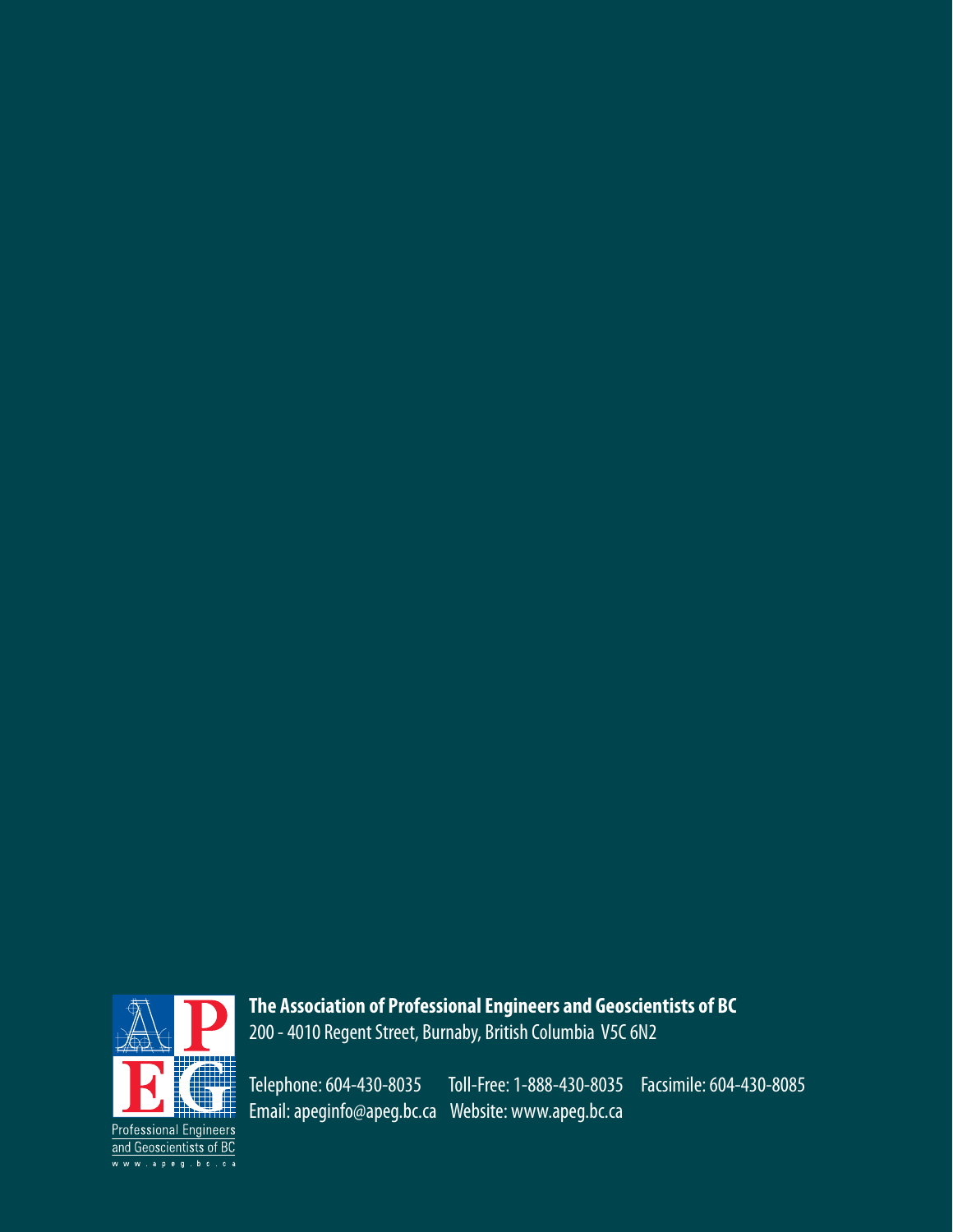Professional Engineers
and Geoscientists of BC
www.apeg.bc.ca

**The Association of Professional Engineers and Geoscientists of BC**
200 - 4010 Regent Street, Burnaby, British Columbia V5C 6N2

Telephone: 604-430-8035 Toll-Free: 1-888-430-8035 Facsimile: 604-430-8085
Email: apeginfo@apeg.bc.ca Website: www.apeg.bc.ca